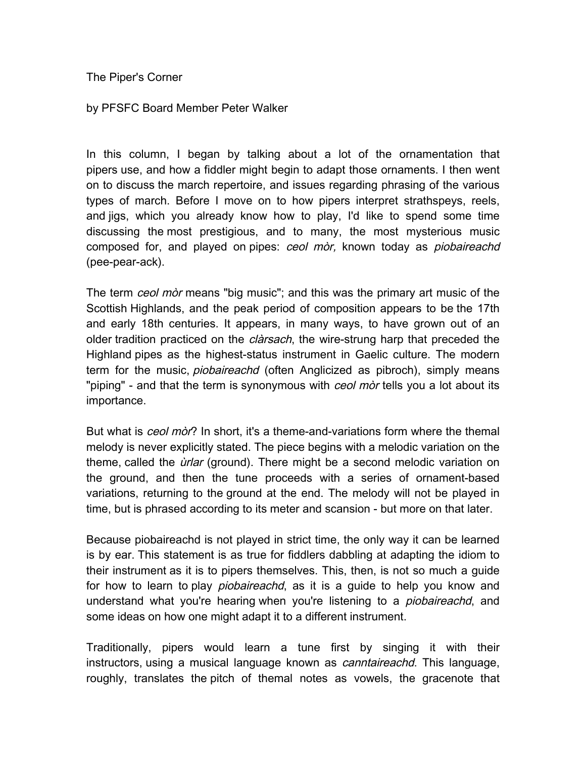The Piper's Corner

by PFSFC Board Member Peter Walker

In this column, I began by talking about a lot of the ornamentation that pipers use, and how a fiddler might begin to adapt those ornaments. I then went on to discuss the march repertoire, and issues regarding phrasing of the various types of march. Before I move on to how pipers interpret strathspeys, reels, and jigs, which you already know how to play, I'd like to spend some time discussing the most prestigious, and to many, the most mysterious music composed for, and played on pipes: *ceol mòr,* known today as *piobaireachd* (pee-pear-ack).

The term *ceol mòr* means "big music"; and this was the primary art music of the Scottish Highlands, and the peak period of composition appears to be the 17th and early 18th centuries. It appears, in many ways, to have grown out of an older tradition practiced on the *clàrsach*, the wire-strung harp that preceded the Highland pipes as the highest-status instrument in Gaelic culture. The modern term for the music, *piobaireachd* (often Anglicized as pibroch), simply means "piping" - and that the term is synonymous with *ceol mòr* tells you a lot about its importance.

But what is *ceol mòr*? In short, it's a theme-and-variations form where the themal melody is never explicitly stated. The piece begins with a melodic variation on the theme, called the *ùrlar* (ground). There might be a second melodic variation on the ground, and then the tune proceeds with a series of ornament-based variations, returning to the ground at the end. The melody will not be played in time, but is phrased according to its meter and scansion - but more on that later.

Because piobaireachd is not played in strict time, the only way it can be learned is by ear. This statement is as true for fiddlers dabbling at adapting the idiom to their instrument as it is to pipers themselves. This, then, is not so much a guide for how to learn to play *piobaireachd*, as it is a guide to help you know and understand what you're hearing when you're listening to a *piobaireachd*, and some ideas on how one might adapt it to a different instrument.

Traditionally, pipers would learn a tune first by singing it with their instructors, using a musical language known as *canntaireachd*. This language, roughly, translates the pitch of themal notes as vowels, the gracenote that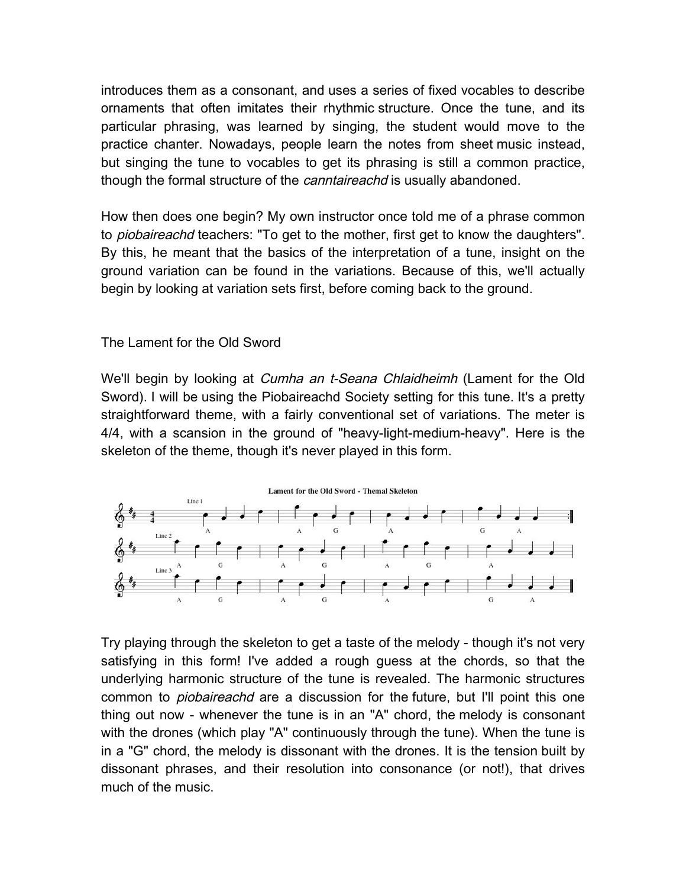introduces them as a consonant, and uses a series of fixed vocables to describe ornaments that often imitates their rhythmic structure. Once the tune, and its particular phrasing, was learned by singing, the student would move to the practice chanter. Nowadays, people learn the notes from sheet music instead, but singing the tune to vocables to get its phrasing is still a common practice, though the formal structure of the *canntaireachd* is usually abandoned.

How then does one begin? My own instructor once told me of a phrase common to *piobaireachd* teachers: "To get to the mother, first get to know the daughters". By this, he meant that the basics of the interpretation of a tune, insight on the ground variation can be found in the variations. Because of this, we'll actually begin by looking at variation sets first, before coming back to the ground.

## The Lament for the Old Sword

We'll begin by looking at *Cumha an t-Seana Chlaidheimh* (Lament for the Old Sword). I will be using the Piobaireachd Society setting for this tune. It's a pretty straightforward theme, with a fairly conventional set of variations. The meter is 4/4, with a scansion in the ground of "heavy-light-medium-heavy". Here is the skeleton of the theme, though it's never played in this form.

Lament for the Old Sword - Themal Skeleton

Try playing through the skeleton to get a taste of the melody - though it's not very satisfying in this form! I've added a rough guess at the chords, so that the underlying harmonic structure of the tune is revealed. The harmonic structures common to *piobaireachd* are a discussion for the future, but I'll point this one thing out now - whenever the tune is in an "A" chord, the melody is consonant with the drones (which play "A" continuously through the tune). When the tune is in a "G" chord, the melody is dissonant with the drones. It is the tension built by dissonant phrases, and their resolution into consonance (or not!), that drives much of the music.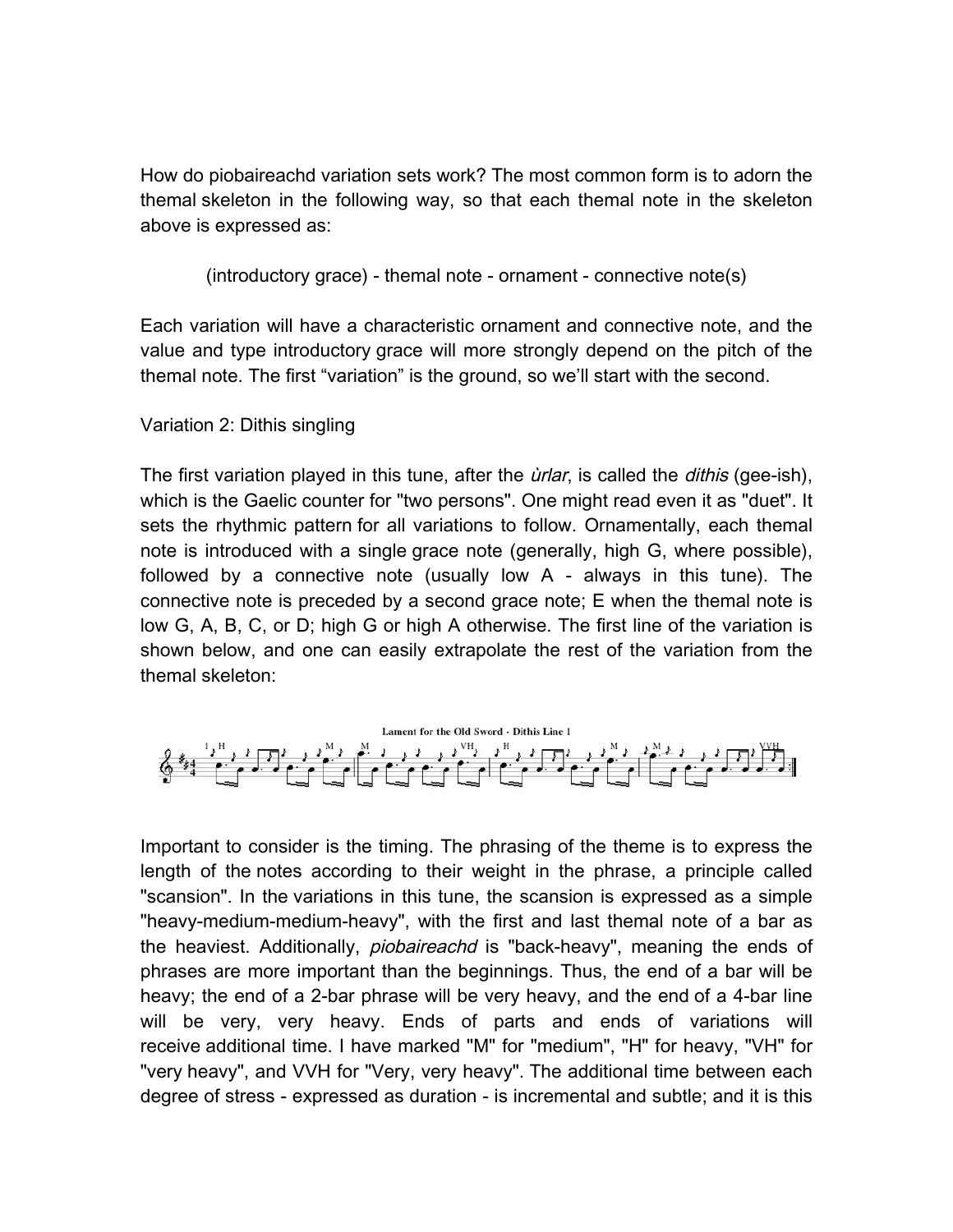How do piobaireachd variation sets work? The most common form is to adorn the themal skeleton in the following way, so that each themal note in the skeleton above is expressed as:

(introductory grace) - themal note - ornament - connective note(s)

Each variation will have a characteristic ornament and connective note, and the value and type introductory grace will more strongly depend on the pitch of the themal note. The first "variation" is the ground, so we'll start with the second.

Variation 2: Dithis singling

The first variation played in this tune, after the *ùrlar*, is called the *dithis* (gee-ish), which is the Gaelic counter for "two persons". One might read even it as "duet". It sets the rhythmic pattern for all variations to follow. Ornamentally, each themal note is introduced with a single grace note (generally, high G, where possible), followed by a connective note (usually low A - always in this tune). The connective note is preceded by a second grace note; E when the themal note is low G, A, B, C, or D; high G or high A otherwise. The first line of the variation is shown below, and one can easily extrapolate the rest of the variation from the themal skeleton:

Lament for the Old Sword - Dithis Line 1

Important to consider is the timing. The phrasing of the theme is to express the length of the notes according to their weight in the phrase, a principle called "scansion". In the variations in this tune, the scansion is expressed as a simple "heavy-medium-medium-heavy", with the first and last themal note of a bar as the heaviest. Additionally, *piobaireachd* is "back-heavy", meaning the ends of phrases are more important than the beginnings. Thus, the end of a bar will be heavy; the end of a 2-bar phrase will be very heavy, and the end of a 4-bar line will be very, very heavy. Ends of parts and ends of variations will receive additional time. I have marked "M" for "medium", "H" for heavy, "VH" for "very heavy", and VVH for "Very, very heavy". The additional time between each degree of stress - expressed as duration - is incremental and subtle; and it is this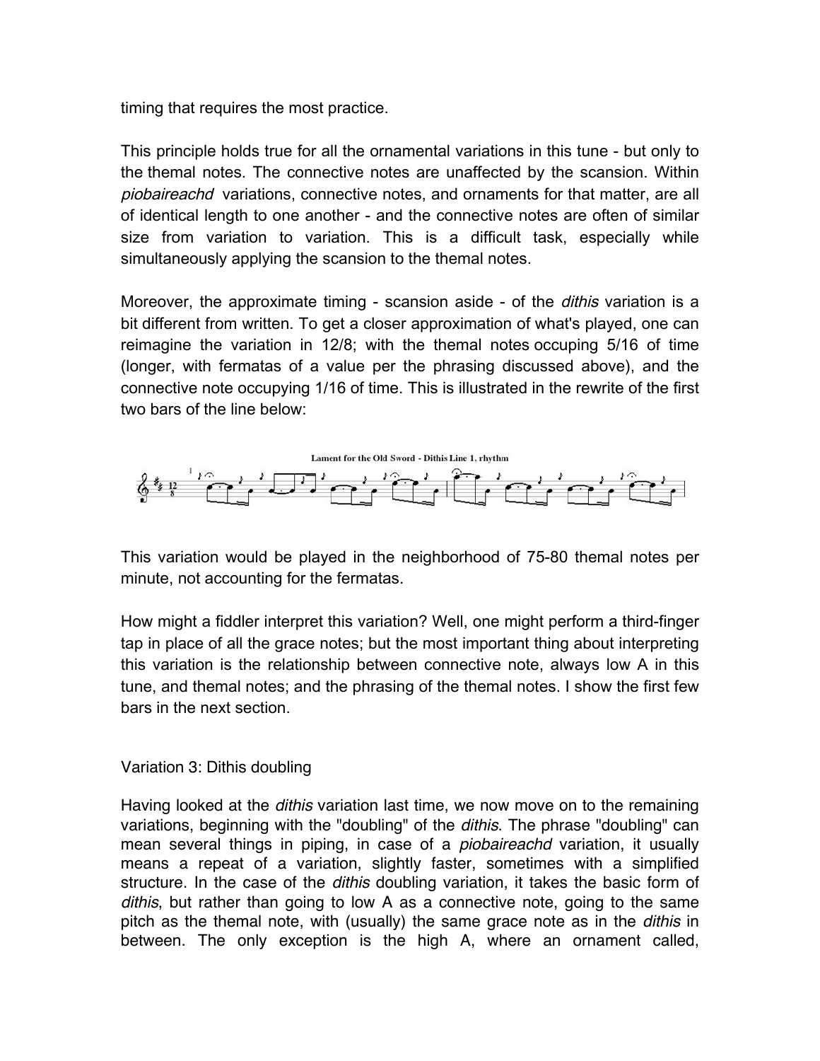timing that requires the most practice.

This principle holds true for all the ornamental variations in this tune - but only to the themal notes. The connective notes are unaffected by the scansion. Within *piobaireachd* variations, connective notes, and ornaments for that matter, are all of identical length to one another - and the connective notes are often of similar size from variation to variation. This is a difficult task, especially while simultaneously applying the scansion to the themal notes.

Moreover, the approximate timing - scansion aside - of the *dithis* variation is a bit different from written. To get a closer approximation of what's played, one can reimagine the variation in 12/8; with the themal notes occuping 5/16 of time (longer, with fermatas of a value per the phrasing discussed above), and the connective note occupying 1/16 of time. This is illustrated in the rewrite of the first two bars of the line below:

Lament for the Old Sword - Dithis Line 1, rhythm

This variation would be played in the neighborhood of 75-80 themal notes per minute, not accounting for the fermatas.

How might a fiddler interpret this variation? Well, one might perform a third-finger tap in place of all the grace notes; but the most important thing about interpreting this variation is the relationship between connective note, always low A in this tune, and themal notes; and the phrasing of the themal notes. I show the first few bars in the next section.

## Variation 3: Dithis doubling

Having looked at the *dithis* variation last time, we now move on to the remaining variations, beginning with the "doubling" of the *dithis*. The phrase "doubling" can mean several things in piping, in case of a *piobaireachd* variation, it usually means a repeat of a variation, slightly faster, sometimes with a simplified structure. In the case of the *dithis* doubling variation, it takes the basic form of *dithis*, but rather than going to low A as a connective note, going to the same pitch as the themal note, with (usually) the same grace note as in the *dithis* in between. The only exception is the high A, where an ornament called,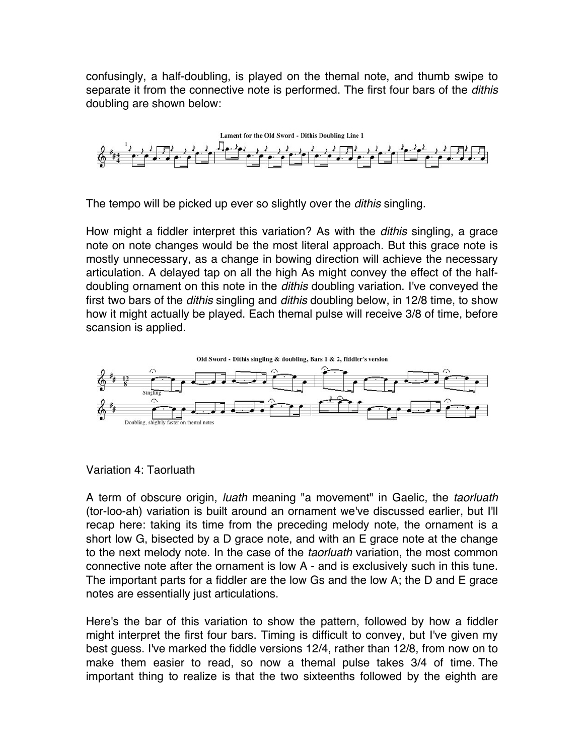confusingly, a half-doubling, is played on the themal note, and thumb swipe to separate it from the connective note is performed. The first four bars of the *dithis* doubling are shown below:

Lament for the Old Sword - Dithis Doubling Line 1

The tempo will be picked up ever so slightly over the *dithis* singling.

How might a fiddler interpret this variation? As with the *dithis* singling, a grace note on note changes would be the most literal approach. But this grace note is mostly unnecessary, as a change in bowing direction will achieve the necessary articulation. A delayed tap on all the high As might convey the effect of the half-doubling ornament on this note in the *dithis* doubling variation. I've conveyed the first two bars of the *dithis* singling and *dithis* doubling below, in 12/8 time, to show how it might actually be played. Each themal pulse will receive 3/8 of time, before scansion is applied.

Old Sword - Dithis singling & doubling, Bars 1 & 2, fiddler's version

Variation 4: Taorluath

A term of obscure origin, *luath* meaning "a movement" in Gaelic, the *taorluath* (tor-loo-ah) variation is built around an ornament we've discussed earlier, but I'll recap here: taking its time from the preceding melody note, the ornament is a short low G, bisected by a D grace note, and with an E grace note at the change to the next melody note. In the case of the *taorluath* variation, the most common connective note after the ornament is low A - and is exclusively such in this tune. The important parts for a fiddler are the low Gs and the low A; the D and E grace notes are essentially just articulations.

Here's the bar of this variation to show the pattern, followed by how a fiddler might interpret the first four bars. Timing is difficult to convey, but I've given my best guess. I've marked the fiddle versions 12/4, rather than 12/8, from now on to make them easier to read, so now a themal pulse takes 3/4 of time. The important thing to realize is that the two sixteenths followed by the eighth are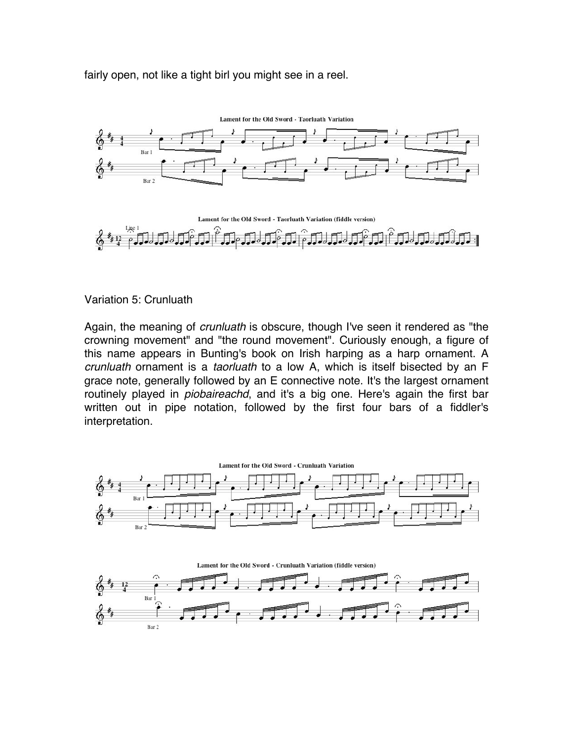fairly open, not like a tight birl you might see in a reel.

Lament for the Old Sword - Taorluath Variation

Lament for the Old Sword - Taorluath Variation (fiddle version)

Variation 5: Crunluath

Again, the meaning of *crunluath* is obscure, though I've seen it rendered as "the crowning movement" and "the round movement". Curiously enough, a figure of this name appears in Bunting's book on Irish harping as a harp ornament. A *crunluath* ornament is a *taorluath* to a low A, which is itself bisected by an F grace note, generally followed by an E connective note. It's the largest ornament routinely played in *piobaireachd*, and it's a big one. Here's again the first bar written out in pipe notation, followed by the first four bars of a fiddler's interpretation.

Lament for the Old Sword - Crunluath Variation

Lament for the Old Sword - Crunluath Variation (fiddle version)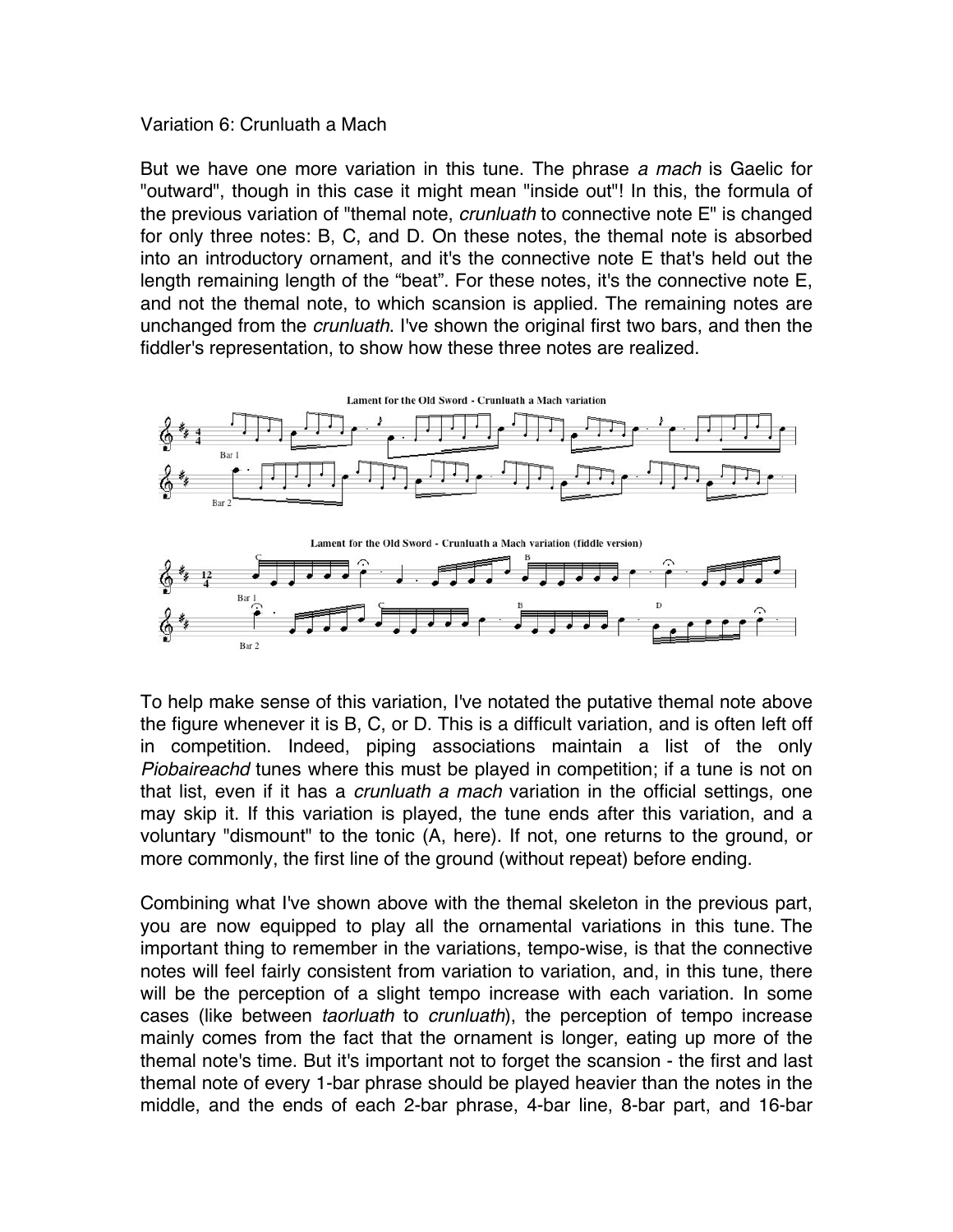Variation 6: Crunluath a Mach

But we have one more variation in this tune. The phrase *a mach* is Gaelic for "outward", though in this case it might mean "inside out"! In this, the formula of the previous variation of "themal note, *crunluath* to connective note E" is changed for only three notes: B, C, and D. On these notes, the themal note is absorbed into an introductory ornament, and it's the connective note E that's held out the length remaining length of the “beat”. For these notes, it's the connective note E, and not the themal note, to which scansion is applied. The remaining notes are unchanged from the *crunluath*. I've shown the original first two bars, and then the fiddler's representation, to show how these three notes are realized.

To help make sense of this variation, I've notated the putative themal note above the figure whenever it is B, C, or D. This is a difficult variation, and is often left off in competition. Indeed, piping associations maintain a list of the only *Piobaireachd* tunes where this must be played in competition; if a tune is not on that list, even if it has a *crunluath a mach* variation in the official settings, one may skip it. If this variation is played, the tune ends after this variation, and a voluntary "dismount" to the tonic (A, here). If not, one returns to the ground, or more commonly, the first line of the ground (without repeat) before ending.

Combining what I've shown above with the themal skeleton in the previous part, you are now equipped to play all the ornamental variations in this tune. The important thing to remember in the variations, tempo-wise, is that the connective notes will feel fairly consistent from variation to variation, and, in this tune, there will be the perception of a slight tempo increase with each variation. In some cases (like between *taorluath* to *crunluath*), the perception of tempo increase mainly comes from the fact that the ornament is longer, eating up more of the themal note's time. But it's important not to forget the scansion - the first and last themal note of every 1-bar phrase should be played heavier than the notes in the middle, and the ends of each 2-bar phrase, 4-bar line, 8-bar part, and 16-bar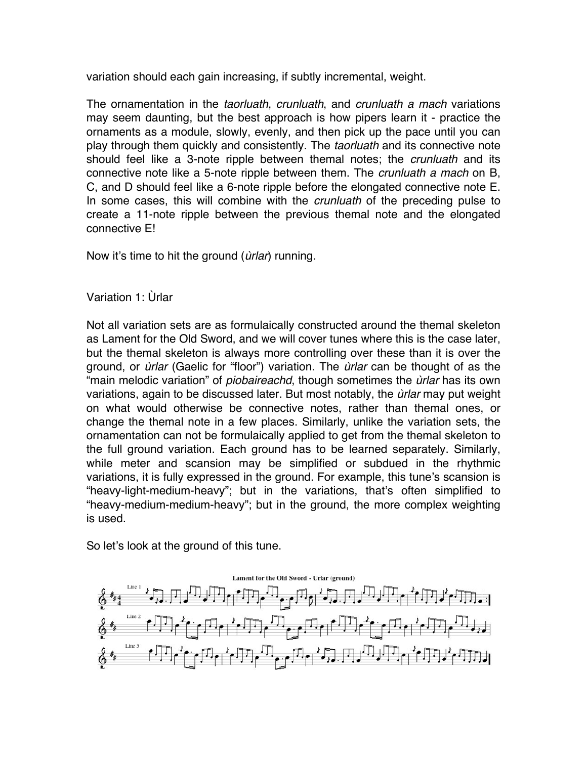variation should each gain increasing, if subtly incremental, weight.

The ornamentation in the *taorluath*, *crunluath*, and *crunluath a mach* variations may seem daunting, but the best approach is how pipers learn it - practice the ornaments as a module, slowly, evenly, and then pick up the pace until you can play through them quickly and consistently. The *taorluath* and its connective note should feel like a 3-note ripple between themal notes; the *crunluath* and its connective note like a 5-note ripple between them. The *crunluath a mach* on B, C, and D should feel like a 6-note ripple before the elongated connective note E. In some cases, this will combine with the *crunluath* of the preceding pulse to create a 11-note ripple between the previous themal note and the elongated connective E!

Now it's time to hit the ground (*ùrlar*) running.

## Variation 1: Ùrlar

Not all variation sets are as formulaically constructed around the themal skeleton as Lament for the Old Sword, and we will cover tunes where this is the case later, but the themal skeleton is always more controlling over these than it is over the ground, or *ùrlar* (Gaelic for "floor") variation. The *ùrlar* can be thought of as the "main melodic variation" of *piobaireachd*, though sometimes the *ùrlar* has its own variations, again to be discussed later. But most notably, the *ùrlar* may put weight on what would otherwise be connective notes, rather than themal ones, or change the themal note in a few places. Similarly, unlike the variation sets, the ornamentation can not be formulaically applied to get from the themal skeleton to the full ground variation. Each ground has to be learned separately. Similarly, while meter and scansion may be simplified or subdued in the rhythmic variations, it is fully expressed in the ground. For example, this tune's scansion is "heavy-light-medium-heavy"; but in the variations, that's often simplified to "heavy-medium-medium-heavy"; but in the ground, the more complex weighting is used.

So let's look at the ground of this tune.

Lament for the Old Sword - Urlar (ground)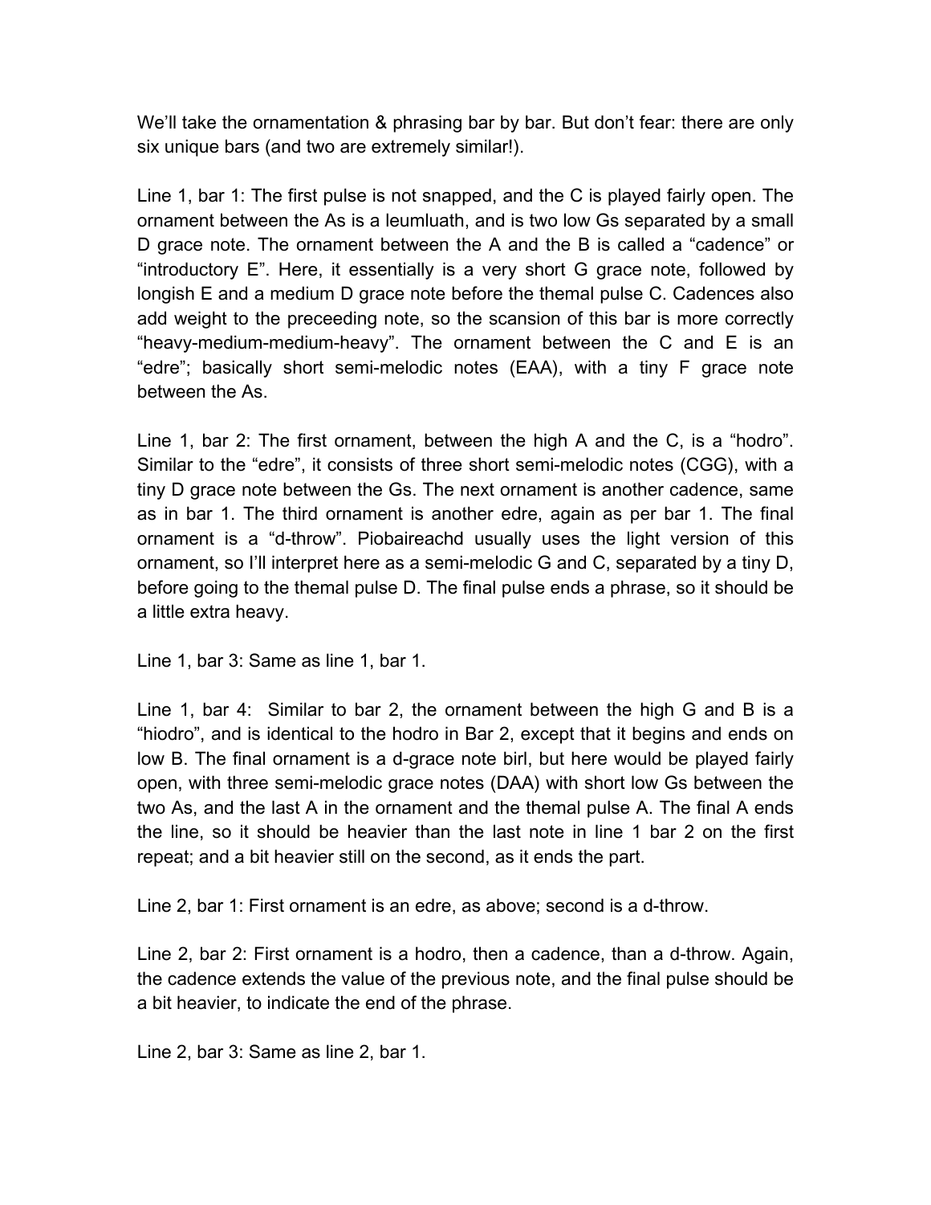We'll take the ornamentation & phrasing bar by bar. But don't fear: there are only six unique bars (and two are extremely similar!).

Line 1, bar 1: The first pulse is not snapped, and the C is played fairly open. The ornament between the As is a leumluath, and is two low Gs separated by a small D grace note. The ornament between the A and the B is called a "cadence" or "introductory E". Here, it essentially is a very short G grace note, followed by longish E and a medium D grace note before the themal pulse C. Cadences also add weight to the preceeding note, so the scansion of this bar is more correctly "heavy-medium-medium-heavy". The ornament between the C and E is an "edre"; basically short semi-melodic notes (EAA), with a tiny F grace note between the As.

Line 1, bar 2: The first ornament, between the high A and the C, is a "hodro". Similar to the "edre", it consists of three short semi-melodic notes (CGG), with a tiny D grace note between the Gs. The next ornament is another cadence, same as in bar 1. The third ornament is another edre, again as per bar 1. The final ornament is a "d-throw". Piobaireachd usually uses the light version of this ornament, so I'll interpret here as a semi-melodic G and C, separated by a tiny D, before going to the themal pulse D. The final pulse ends a phrase, so it should be a little extra heavy.

Line 1, bar 3: Same as line 1, bar 1.

Line 1, bar 4: Similar to bar 2, the ornament between the high G and B is a "hiodro", and is identical to the hodro in Bar 2, except that it begins and ends on low B. The final ornament is a d-grace note birl, but here would be played fairly open, with three semi-melodic grace notes (DAA) with short low Gs between the two As, and the last A in the ornament and the themal pulse A. The final A ends the line, so it should be heavier than the last note in line 1 bar 2 on the first repeat; and a bit heavier still on the second, as it ends the part.

Line 2, bar 1: First ornament is an edre, as above; second is a d-throw.

Line 2, bar 2: First ornament is a hodro, then a cadence, than a d-throw. Again, the cadence extends the value of the previous note, and the final pulse should be a bit heavier, to indicate the end of the phrase.

Line 2, bar 3: Same as line 2, bar 1.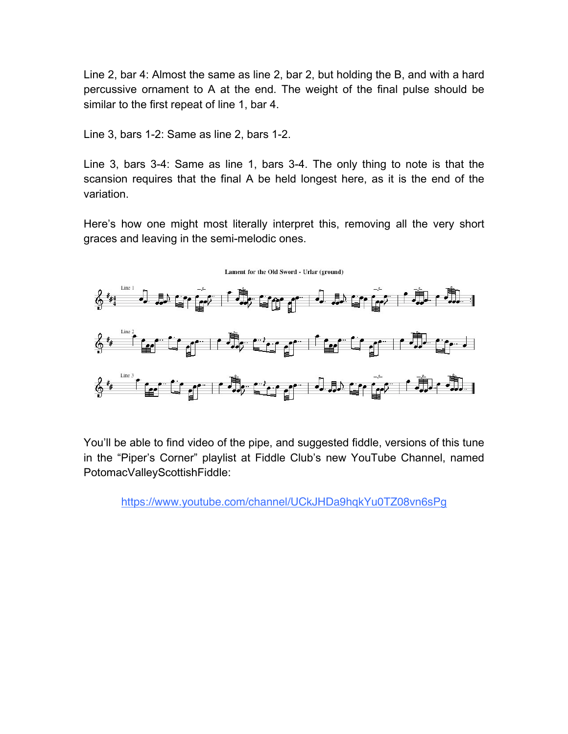Line 2, bar 4: Almost the same as line 2, bar 2, but holding the B, and with a hard percussive ornament to A at the end. The weight of the final pulse should be similar to the first repeat of line 1, bar 4.

Line 3, bars 1-2: Same as line 2, bars 1-2.

Line 3, bars 3-4: Same as line 1, bars 3-4. The only thing to note is that the scansion requires that the final A be held longest here, as it is the end of the variation.

Here's how one might most literally interpret this, removing all the very short graces and leaving in the semi-melodic ones.

Lament for the Old Sword - Urlar (ground)

Line 1

Line 2

Line 3

You'll be able to find video of the pipe, and suggested fiddle, versions of this tune in the "Piper's Corner" playlist at Fiddle Club's new YouTube Channel, named PotomacValleyScottishFiddle:

https://www.youtube.com/channel/UCkJHDa9hqkYu0TZ08vn6sPg